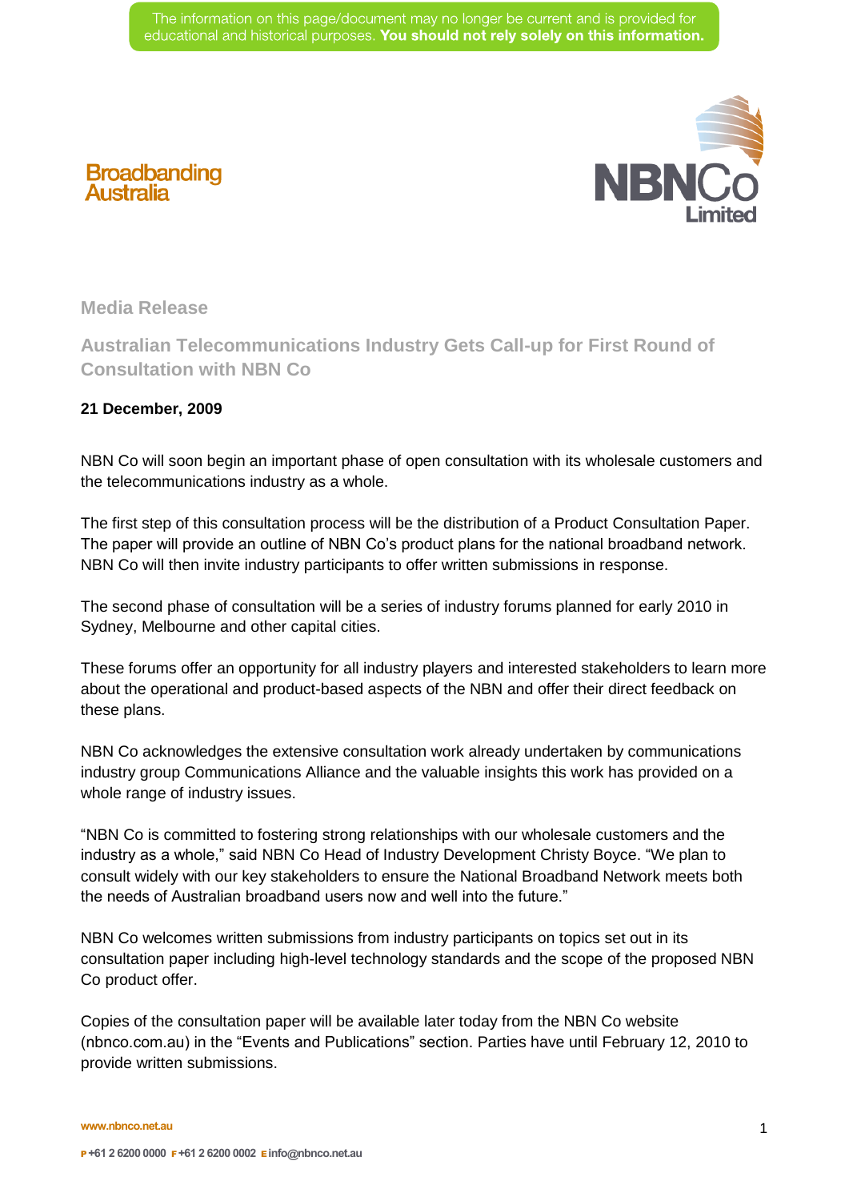The information on this page/document may no longer be current and is provided for educational and historical purposes. **You should not rely solely on this information.**

Broadbanding Australia

NBNCo Limited

## Media Release

# Australian Telecommunications Industry Gets Call-up for First Round of Consultation with NBN Co

**21 December, 2009**

NBN Co will soon begin an important phase of open consultation with its wholesale customers and the telecommunications industry as a whole.

The first step of this consultation process will be the distribution of a Product Consultation Paper. The paper will provide an outline of NBN Co's product plans for the national broadband network. NBN Co will then invite industry participants to offer written submissions in response.

The second phase of consultation will be a series of industry forums planned for early 2010 in Sydney, Melbourne and other capital cities.

These forums offer an opportunity for all industry players and interested stakeholders to learn more about the operational and product-based aspects of the NBN and offer their direct feedback on these plans.

NBN Co acknowledges the extensive consultation work already undertaken by communications industry group Communications Alliance and the valuable insights this work has provided on a whole range of industry issues.

"NBN Co is committed to fostering strong relationships with our wholesale customers and the industry as a whole," said NBN Co Head of Industry Development Christy Boyce. "We plan to consult widely with our key stakeholders to ensure the National Broadband Network meets both the needs of Australian broadband users now and well into the future."

NBN Co welcomes written submissions from industry participants on topics set out in its consultation paper including high-level technology standards and the scope of the proposed NBN Co product offer.

Copies of the consultation paper will be available later today from the NBN Co website (nbnco.com.au) in the "Events and Publications" section. Parties have until February 12, 2010 to provide written submissions.

www.nbnco.net.au

P +61 2 6200 0000 F +61 2 6200 0002 E info@nbnco.net.au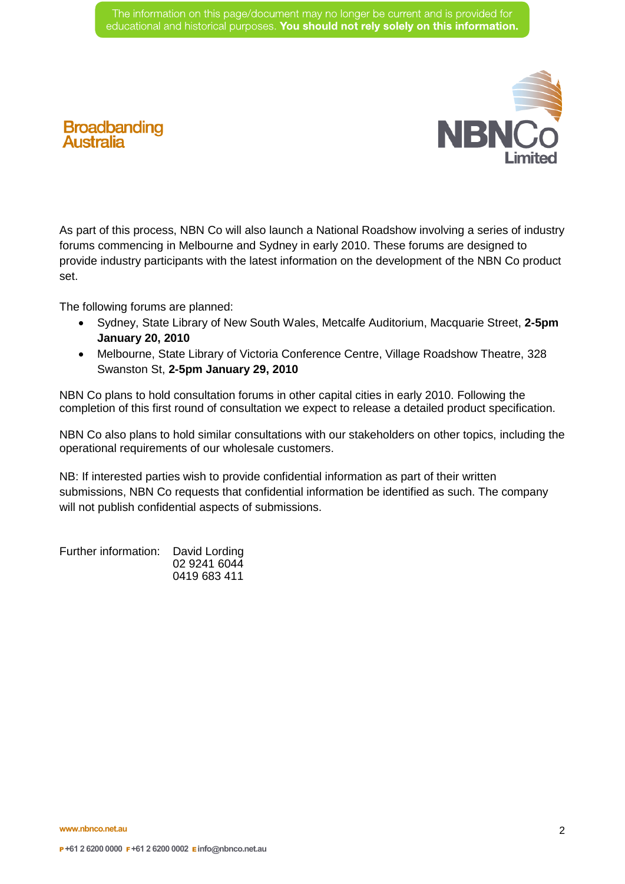As part of this process, NBN Co will also launch a National Roadshow involving a series of industry forums commencing in Melbourne and Sydney in early 2010. These forums are designed to provide industry participants with the latest information on the development of the NBN Co product set.

The following forums are planned:

- Sydney, State Library of New South Wales, Metcalfe Auditorium, Macquarie Street, **2-5pm January 20, 2010**
- Melbourne, State Library of Victoria Conference Centre, Village Roadshow Theatre, 328 Swanston St, **2-5pm January 29, 2010**

NBN Co plans to hold consultation forums in other capital cities in early 2010. Following the completion of this first round of consultation we expect to release a detailed product specification.

NBN Co also plans to hold similar consultations with our stakeholders on other topics, including the operational requirements of our wholesale customers.

NB: If interested parties wish to provide confidential information as part of their written submissions, NBN Co requests that confidential information be identified as such. The company will not publish confidential aspects of submissions.

Further information: David Lording
02 9241 6044
0419 683 411